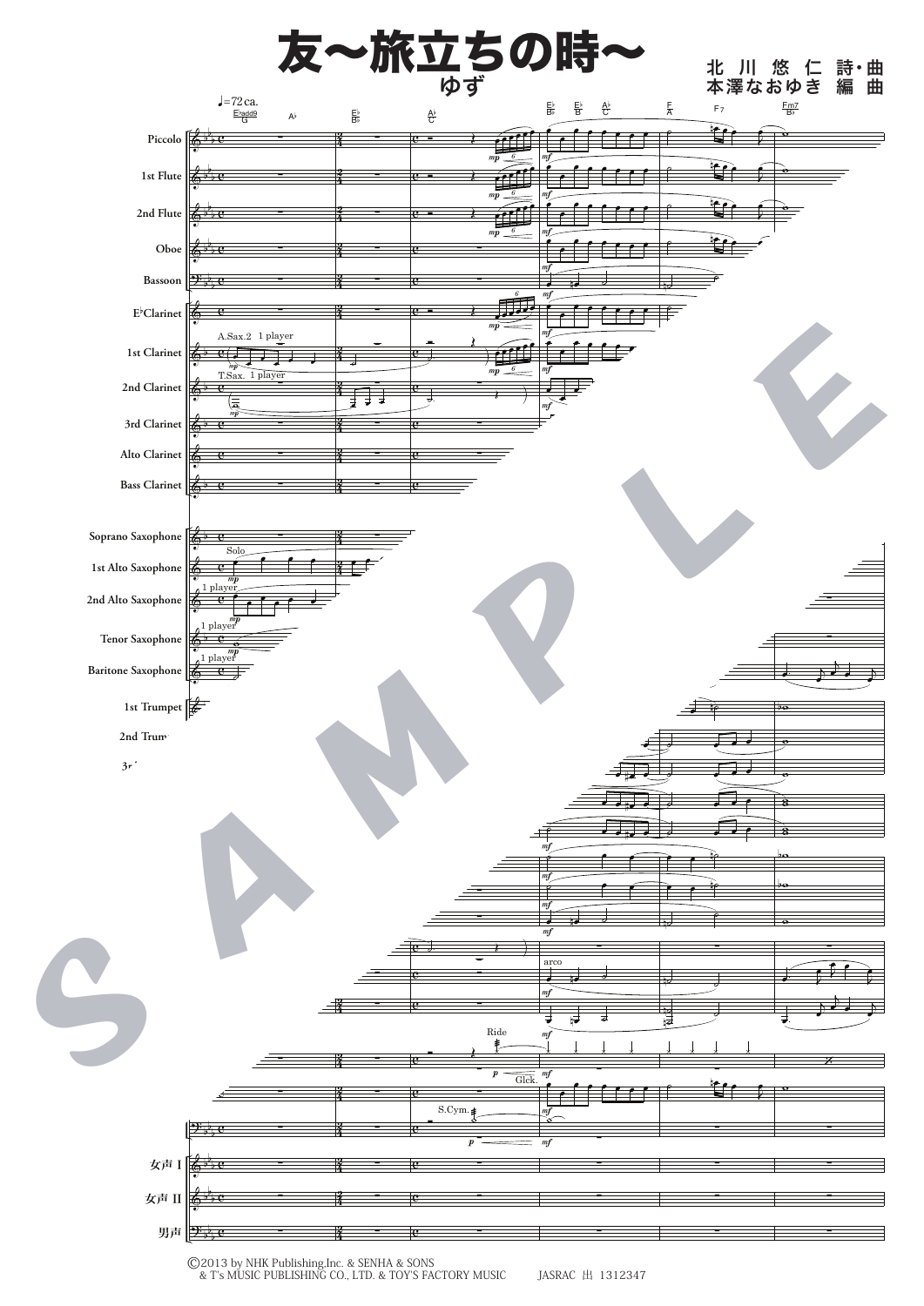# 友〜旅立ちの時〜

## ゆず

北川悠仁 詩・曲
本澤なおゆき 編曲

©2013 by NHK Publishing,Inc. & SENHA & SONS & T's MUSIC PUBLISHING CO., LTD. & TOY'S FACTORY MUSIC　　JASRAC 出 1312347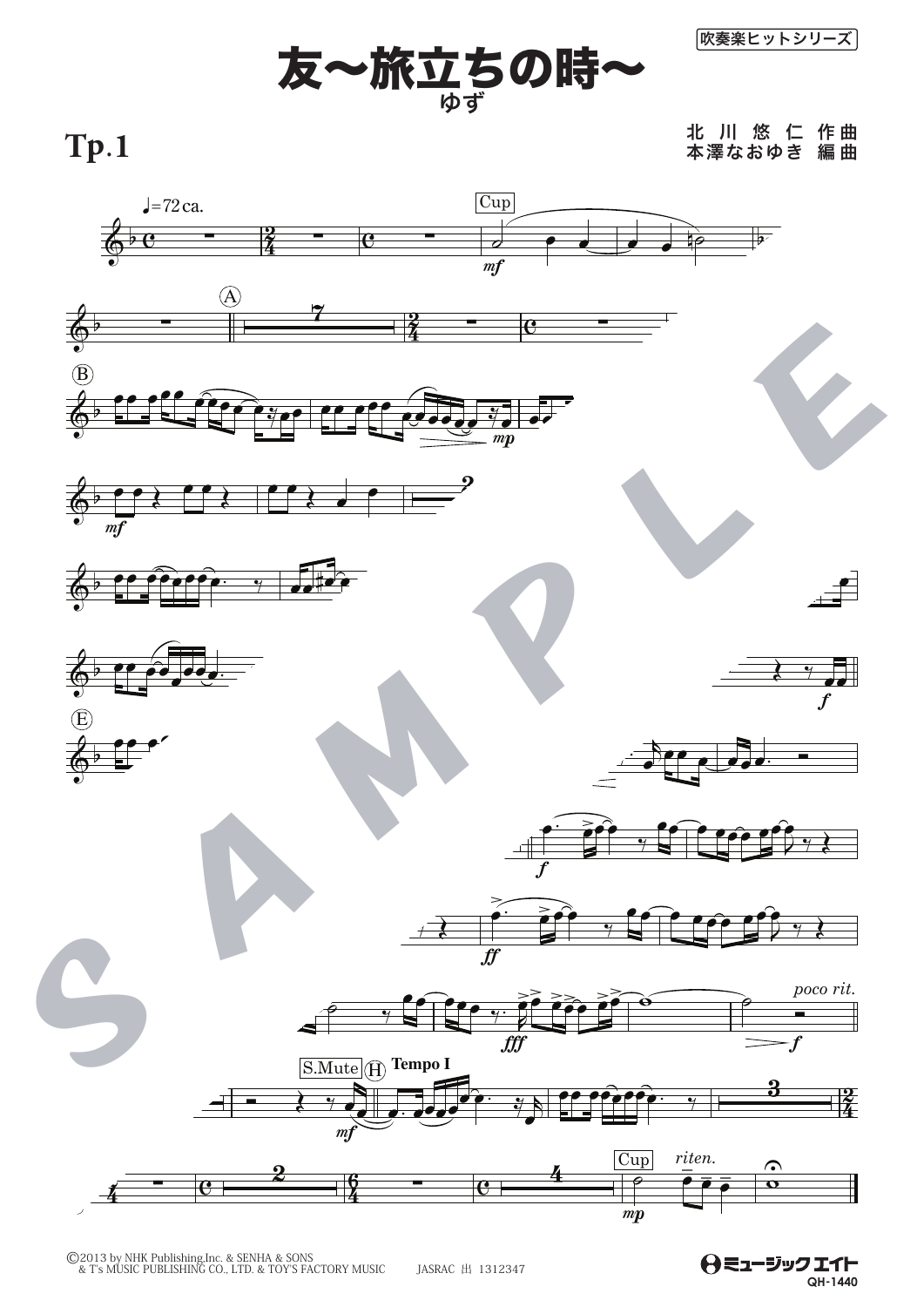吹奏楽ヒットシリーズ

# 友〜旅立ちの時〜

ゆず

## Tp.1

北 川 悠 仁 作曲
本澤なおゆき 編曲

©2013 by NHK Publishing,Inc. & SENHA & SONS
& T's MUSIC PUBLISHING CO., LTD. & TOY'S FACTORY MUSIC　　JASRAC 出 1312347

ミュージックエイト
QH-1440